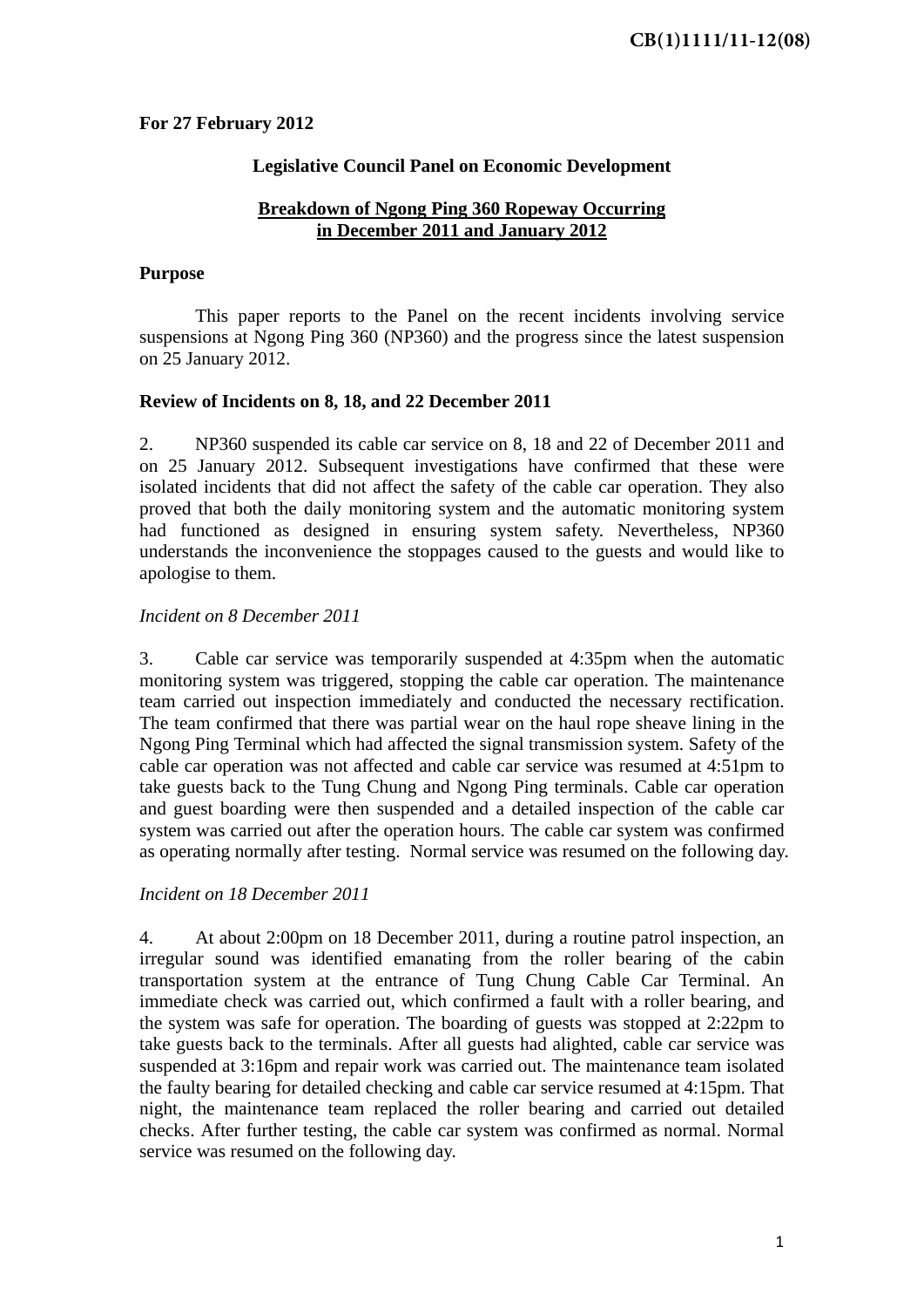CB(1)1111/11-12(08)

**For 27 February 2012**

**Legislative Council Panel on Economic Development**

**Breakdown of Ngong Ping 360 Ropeway Occurring in December 2011 and January 2012**

**Purpose**

This paper reports to the Panel on the recent incidents involving service suspensions at Ngong Ping 360 (NP360) and the progress since the latest suspension on 25 January 2012.

**Review of Incidents on 8, 18, and 22 December 2011**

2. NP360 suspended its cable car service on 8, 18 and 22 of December 2011 and on 25 January 2012. Subsequent investigations have confirmed that these were isolated incidents that did not affect the safety of the cable car operation. They also proved that both the daily monitoring system and the automatic monitoring system had functioned as designed in ensuring system safety. Nevertheless, NP360 understands the inconvenience the stoppages caused to the guests and would like to apologise to them.

*Incident on 8 December 2011*

3. Cable car service was temporarily suspended at 4:35pm when the automatic monitoring system was triggered, stopping the cable car operation. The maintenance team carried out inspection immediately and conducted the necessary rectification. The team confirmed that there was partial wear on the haul rope sheave lining in the Ngong Ping Terminal which had affected the signal transmission system. Safety of the cable car operation was not affected and cable car service was resumed at 4:51pm to take guests back to the Tung Chung and Ngong Ping terminals. Cable car operation and guest boarding were then suspended and a detailed inspection of the cable car system was carried out after the operation hours. The cable car system was confirmed as operating normally after testing. Normal service was resumed on the following day.

*Incident on 18 December 2011*

4. At about 2:00pm on 18 December 2011, during a routine patrol inspection, an irregular sound was identified emanating from the roller bearing of the cabin transportation system at the entrance of Tung Chung Cable Car Terminal. An immediate check was carried out, which confirmed a fault with a roller bearing, and the system was safe for operation. The boarding of guests was stopped at 2:22pm to take guests back to the terminals. After all guests had alighted, cable car service was suspended at 3:16pm and repair work was carried out. The maintenance team isolated the faulty bearing for detailed checking and cable car service resumed at 4:15pm. That night, the maintenance team replaced the roller bearing and carried out detailed checks. After further testing, the cable car system was confirmed as normal. Normal service was resumed on the following day.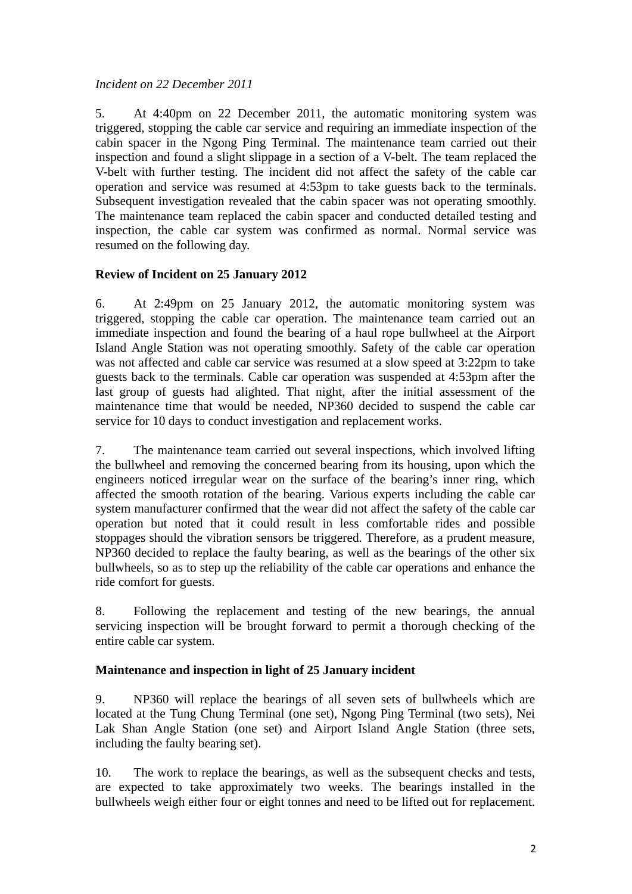*Incident on 22 December 2011*

5. At 4:40pm on 22 December 2011, the automatic monitoring system was triggered, stopping the cable car service and requiring an immediate inspection of the cabin spacer in the Ngong Ping Terminal. The maintenance team carried out their inspection and found a slight slippage in a section of a V-belt. The team replaced the V-belt with further testing. The incident did not affect the safety of the cable car operation and service was resumed at 4:53pm to take guests back to the terminals. Subsequent investigation revealed that the cabin spacer was not operating smoothly. The maintenance team replaced the cabin spacer and conducted detailed testing and inspection, the cable car system was confirmed as normal. Normal service was resumed on the following day.

**Review of Incident on 25 January 2012**

6. At 2:49pm on 25 January 2012, the automatic monitoring system was triggered, stopping the cable car operation. The maintenance team carried out an immediate inspection and found the bearing of a haul rope bullwheel at the Airport Island Angle Station was not operating smoothly. Safety of the cable car operation was not affected and cable car service was resumed at a slow speed at 3:22pm to take guests back to the terminals. Cable car operation was suspended at 4:53pm after the last group of guests had alighted. That night, after the initial assessment of the maintenance time that would be needed, NP360 decided to suspend the cable car service for 10 days to conduct investigation and replacement works.

7. The maintenance team carried out several inspections, which involved lifting the bullwheel and removing the concerned bearing from its housing, upon which the engineers noticed irregular wear on the surface of the bearing's inner ring, which affected the smooth rotation of the bearing. Various experts including the cable car system manufacturer confirmed that the wear did not affect the safety of the cable car operation but noted that it could result in less comfortable rides and possible stoppages should the vibration sensors be triggered. Therefore, as a prudent measure, NP360 decided to replace the faulty bearing, as well as the bearings of the other six bullwheels, so as to step up the reliability of the cable car operations and enhance the ride comfort for guests.

8. Following the replacement and testing of the new bearings, the annual servicing inspection will be brought forward to permit a thorough checking of the entire cable car system.

**Maintenance and inspection in light of 25 January incident**

9. NP360 will replace the bearings of all seven sets of bullwheels which are located at the Tung Chung Terminal (one set), Ngong Ping Terminal (two sets), Nei Lak Shan Angle Station (one set) and Airport Island Angle Station (three sets, including the faulty bearing set).

10. The work to replace the bearings, as well as the subsequent checks and tests, are expected to take approximately two weeks. The bearings installed in the bullwheels weigh either four or eight tonnes and need to be lifted out for replacement.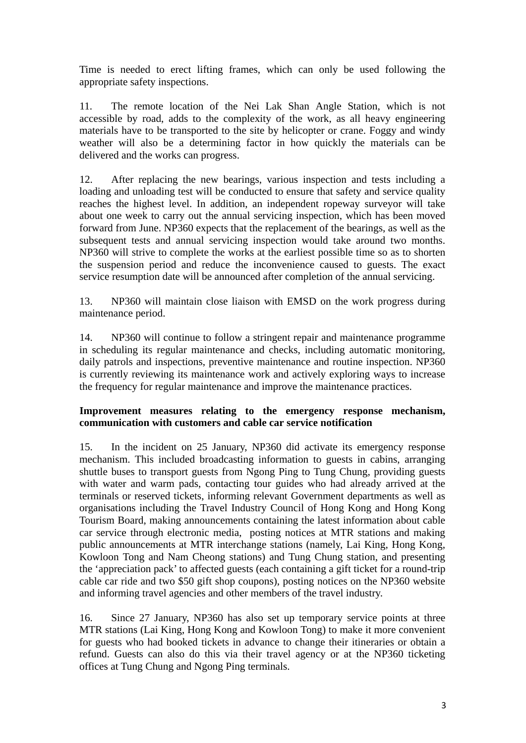Time is needed to erect lifting frames, which can only be used following the appropriate safety inspections.

11. The remote location of the Nei Lak Shan Angle Station, which is not accessible by road, adds to the complexity of the work, as all heavy engineering materials have to be transported to the site by helicopter or crane. Foggy and windy weather will also be a determining factor in how quickly the materials can be delivered and the works can progress.

12. After replacing the new bearings, various inspection and tests including a loading and unloading test will be conducted to ensure that safety and service quality reaches the highest level. In addition, an independent ropeway surveyor will take about one week to carry out the annual servicing inspection, which has been moved forward from June. NP360 expects that the replacement of the bearings, as well as the subsequent tests and annual servicing inspection would take around two months. NP360 will strive to complete the works at the earliest possible time so as to shorten the suspension period and reduce the inconvenience caused to guests. The exact service resumption date will be announced after completion of the annual servicing.

13. NP360 will maintain close liaison with EMSD on the work progress during maintenance period.

14. NP360 will continue to follow a stringent repair and maintenance programme in scheduling its regular maintenance and checks, including automatic monitoring, daily patrols and inspections, preventive maintenance and routine inspection. NP360 is currently reviewing its maintenance work and actively exploring ways to increase the frequency for regular maintenance and improve the maintenance practices.

**Improvement measures relating to the emergency response mechanism, communication with customers and cable car service notification**

15. In the incident on 25 January, NP360 did activate its emergency response mechanism. This included broadcasting information to guests in cabins, arranging shuttle buses to transport guests from Ngong Ping to Tung Chung, providing guests with water and warm pads, contacting tour guides who had already arrived at the terminals or reserved tickets, informing relevant Government departments as well as organisations including the Travel Industry Council of Hong Kong and Hong Kong Tourism Board, making announcements containing the latest information about cable car service through electronic media, posting notices at MTR stations and making public announcements at MTR interchange stations (namely, Lai King, Hong Kong, Kowloon Tong and Nam Cheong stations) and Tung Chung station, and presenting the 'appreciation pack' to affected guests (each containing a gift ticket for a round-trip cable car ride and two $50 gift shop coupons), posting notices on the NP360 website and informing travel agencies and other members of the travel industry.

16. Since 27 January, NP360 has also set up temporary service points at three MTR stations (Lai King, Hong Kong and Kowloon Tong) to make it more convenient for guests who had booked tickets in advance to change their itineraries or obtain a refund. Guests can also do this via their travel agency or at the NP360 ticketing offices at Tung Chung and Ngong Ping terminals.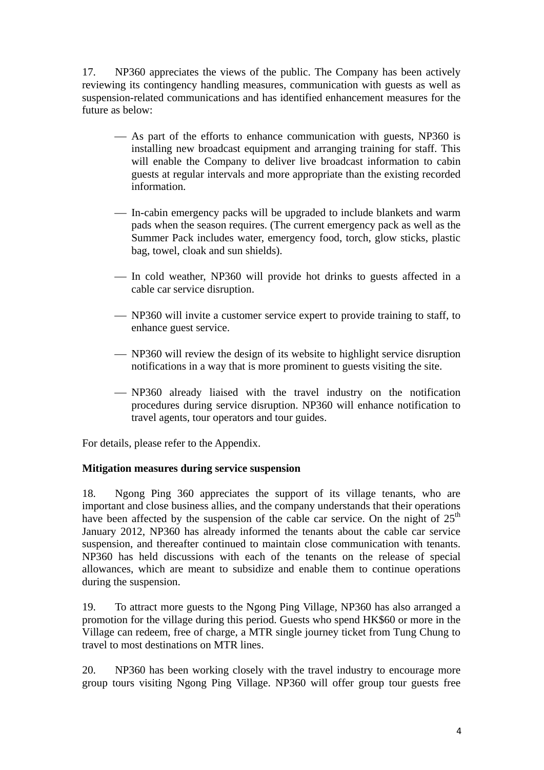17. NP360 appreciates the views of the public. The Company has been actively reviewing its contingency handling measures, communication with guests as well as suspension-related communications and has identified enhancement measures for the future as below:

- As part of the efforts to enhance communication with guests, NP360 is installing new broadcast equipment and arranging training for staff. This will enable the Company to deliver live broadcast information to cabin guests at regular intervals and more appropriate than the existing recorded information.

- In-cabin emergency packs will be upgraded to include blankets and warm pads when the season requires. (The current emergency pack as well as the Summer Pack includes water, emergency food, torch, glow sticks, plastic bag, towel, cloak and sun shields).

- In cold weather, NP360 will provide hot drinks to guests affected in a cable car service disruption.

- NP360 will invite a customer service expert to provide training to staff, to enhance guest service.

- NP360 will review the design of its website to highlight service disruption notifications in a way that is more prominent to guests visiting the site.

- NP360 already liaised with the travel industry on the notification procedures during service disruption. NP360 will enhance notification to travel agents, tour operators and tour guides.

For details, please refer to the Appendix.

**Mitigation measures during service suspension**

18. Ngong Ping 360 appreciates the support of its village tenants, who are important and close business allies, and the company understands that their operations have been affected by the suspension of the cable car service. On the night of 25th January 2012, NP360 has already informed the tenants about the cable car service suspension, and thereafter continued to maintain close communication with tenants. NP360 has held discussions with each of the tenants on the release of special allowances, which are meant to subsidize and enable them to continue operations during the suspension.

19. To attract more guests to the Ngong Ping Village, NP360 has also arranged a promotion for the village during this period. Guests who spend HK$60 or more in the Village can redeem, free of charge, a MTR single journey ticket from Tung Chung to travel to most destinations on MTR lines.

20. NP360 has been working closely with the travel industry to encourage more group tours visiting Ngong Ping Village. NP360 will offer group tour guests free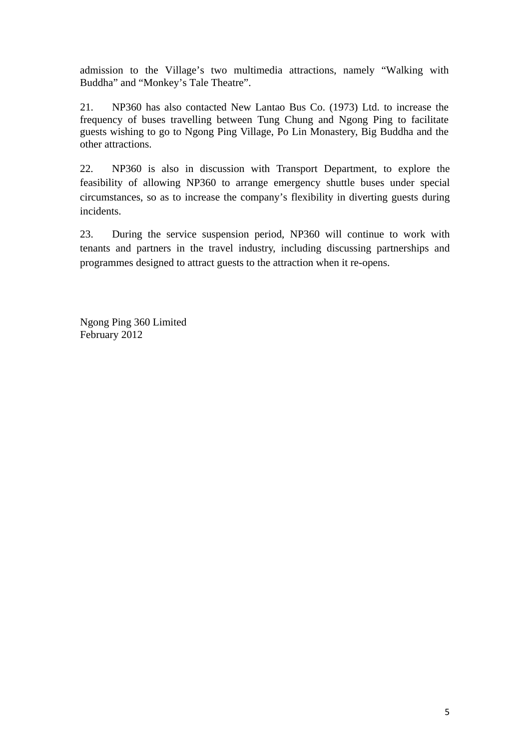admission to the Village's two multimedia attractions, namely "Walking with Buddha" and "Monkey's Tale Theatre".

21. NP360 has also contacted New Lantao Bus Co. (1973) Ltd. to increase the frequency of buses travelling between Tung Chung and Ngong Ping to facilitate guests wishing to go to Ngong Ping Village, Po Lin Monastery, Big Buddha and the other attractions.

22. NP360 is also in discussion with Transport Department, to explore the feasibility of allowing NP360 to arrange emergency shuttle buses under special circumstances, so as to increase the company's flexibility in diverting guests during incidents.

23. During the service suspension period, NP360 will continue to work with tenants and partners in the travel industry, including discussing partnerships and programmes designed to attract guests to the attraction when it re-opens.

Ngong Ping 360 Limited
February 2012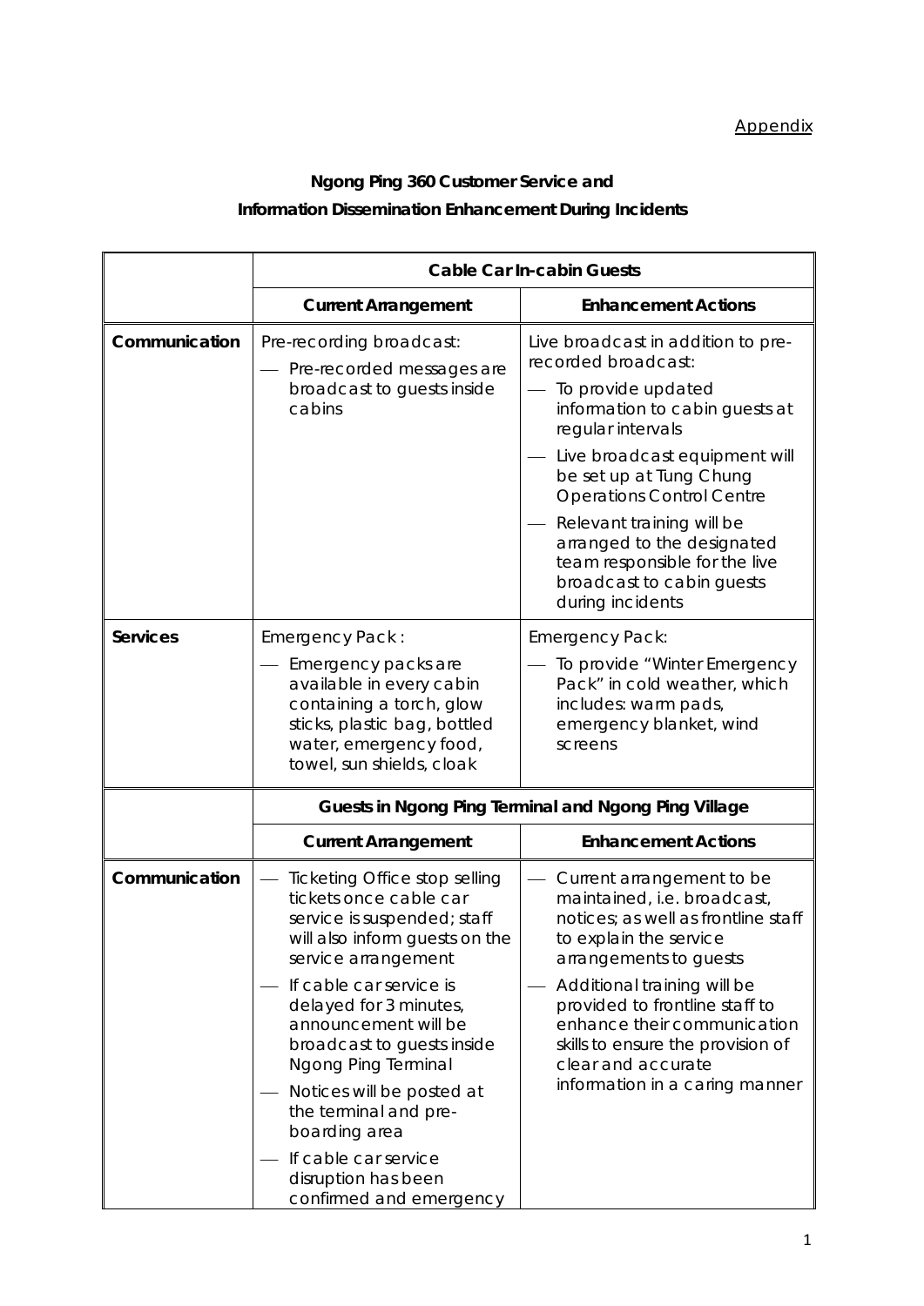Appendix

## Ngong Ping 360 Customer Service and Information Dissemination Enhancement During Incidents

| | Cable Car In-cabin Guests | |
|---|---|---|
| | **Current Arrangement** | **Enhancement Actions** |
| **Communication** | Pre-recording broadcast:<br>— Pre-recorded messages are broadcast to guests inside cabins | Live broadcast in addition to pre-recorded broadcast:<br>— To provide updated information to cabin guests at regular intervals<br>— Live broadcast equipment will be set up at Tung Chung Operations Control Centre<br>— Relevant training will be arranged to the designated team responsible for the live broadcast to cabin guests during incidents |
| **Services** | Emergency Pack :<br>— Emergency packs are available in every cabin containing a torch, glow sticks, plastic bag, bottled water, emergency food, towel, sun shields, cloak | Emergency Pack:<br>— To provide "Winter Emergency Pack" in cold weather, which includes: warm pads, emergency blanket, wind screens |

| | Guests in Ngong Ping Terminal and Ngong Ping Village | |
|---|---|---|
| | **Current Arrangement** | **Enhancement Actions** |
| **Communication** | — Ticketing Office stop selling tickets once cable car service is suspended; staff will also inform guests on the service arrangement<br>— If cable car service is delayed for 3 minutes, announcement will be broadcast to guests inside Ngong Ping Terminal<br>— Notices will be posted at the terminal and pre-boarding area<br>— If cable car service disruption has been confirmed and emergency | — Current arrangement to be maintained, i.e. broadcast, notices; as well as frontline staff to explain the service arrangements to guests<br>— Additional training will be provided to frontline staff to enhance their communication skills to ensure the provision of clear and accurate information in a caring manner |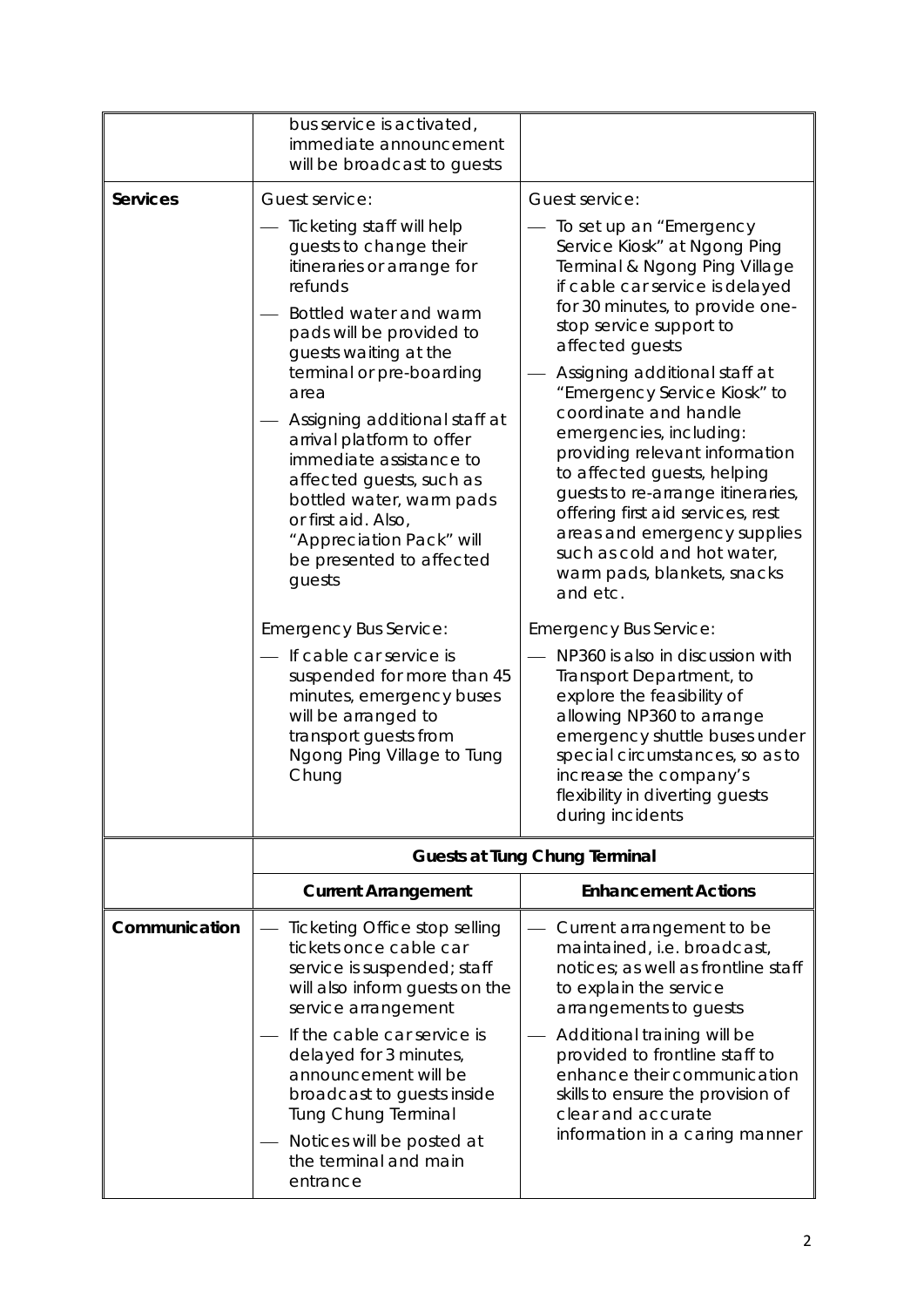| | | |
|---|---|---|
| | bus service is activated, immediate announcement will be broadcast to guests | |
| **Services** | Guest service:<br>— Ticketing staff will help guests to change their itineraries or arrange for refunds<br>— Bottled water and warm pads will be provided to guests waiting at the terminal or pre-boarding area<br>— Assigning additional staff at arrival platform to offer immediate assistance to affected guests, such as bottled water, warm pads or first aid. Also, "Appreciation Pack" will be presented to affected guests<br><br>Emergency Bus Service:<br>— If cable car service is suspended for more than 45 minutes, emergency buses will be arranged to transport guests from Ngong Ping Village to Tung Chung | Guest service:<br>— To set up an "Emergency Service Kiosk" at Ngong Ping Terminal & Ngong Ping Village if cable car service is delayed for 30 minutes, to provide one-stop service support to affected guests<br>— Assigning additional staff at "Emergency Service Kiosk" to coordinate and handle emergencies, including: providing relevant information to affected guests, helping guests to re-arrange itineraries, offering first aid services, rest areas and emergency supplies such as cold and hot water, warm pads, blankets, snacks and etc.<br><br>Emergency Bus Service:<br>— NP360 is also in discussion with Transport Department, to explore the feasibility of allowing NP360 to arrange emergency shuttle buses under special circumstances, so as to increase the company's flexibility in diverting guests during incidents |
| | **Guests at Tung Chung Terminal** | |
| | **Current Arrangement** | **Enhancement Actions** |
| **Communication** | — Ticketing Office stop selling tickets once cable car service is suspended; staff will also inform guests on the service arrangement<br>— If the cable car service is delayed for 3 minutes, announcement will be broadcast to guests inside Tung Chung Terminal<br>— Notices will be posted at the terminal and main entrance | — Current arrangement to be maintained, i.e. broadcast, notices; as well as frontline staff to explain the service arrangements to guests<br>— Additional training will be provided to frontline staff to enhance their communication skills to ensure the provision of clear and accurate information in a caring manner |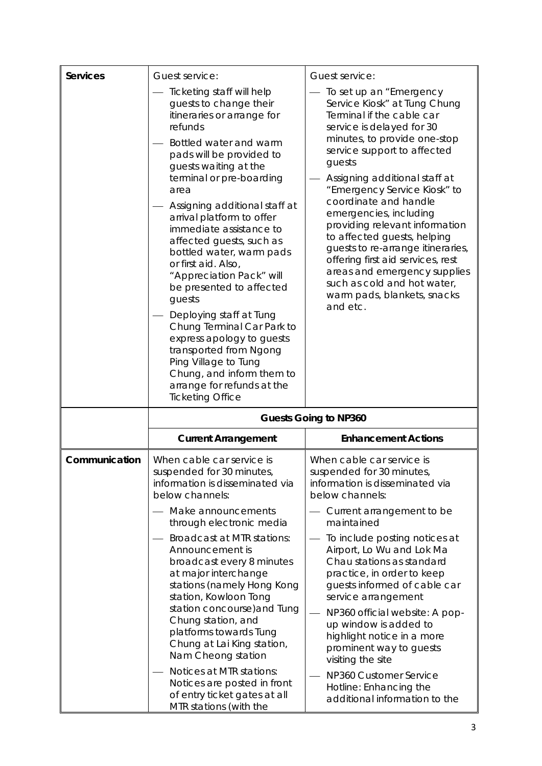| | | |
|---|---|---|
| **Services** | Guest service:<br>— Ticketing staff will help guests to change their itineraries or arrange for refunds<br>— Bottled water and warm pads will be provided to guests waiting at the terminal or pre-boarding area<br>— Assigning additional staff at arrival platform to offer immediate assistance to affected guests, such as bottled water, warm pads or first aid. Also, "Appreciation Pack" will be presented to affected guests<br>— Deploying staff at Tung Chung Terminal Car Park to express apology to guests transported from Ngong Ping Village to Tung Chung, and inform them to arrange for refunds at the Ticketing Office | Guest service:<br>— To set up an "Emergency Service Kiosk" at Tung Chung Terminal if the cable car service is delayed for 30 minutes, to provide one-stop service support to affected guests<br>— Assigning additional staff at "Emergency Service Kiosk" to coordinate and handle emergencies, including providing relevant information to affected guests, helping guests to re-arrange itineraries, offering first aid services, rest areas and emergency supplies such as cold and hot water, warm pads, blankets, snacks and etc. |
| | **Guests Going to NP360** | |
| | **Current Arrangement** | **Enhancement Actions** |
| **Communication** | When cable car service is suspended for 30 minutes, information is disseminated via below channels:<br>— Make announcements through electronic media<br>— Broadcast at MTR stations: Announcement is broadcast every 8 minutes at major interchange stations (namely Hong Kong station, Kowloon Tong station concourse)and Tung Chung station, and platforms towards Tung Chung at Lai King station, Nam Cheong station<br>— Notices at MTR stations: Notices are posted in front of entry ticket gates at all MTR stations (with the | When cable car service is suspended for 30 minutes, information is disseminated via below channels:<br>— Current arrangement to be maintained<br>— To include posting notices at Airport, Lo Wu and Lok Ma Chau stations as standard practice, in order to keep guests informed of cable car service arrangement<br>— NP360 official website: A pop-up window is added to highlight notice in a more prominent way to guests visiting the site<br>— NP360 Customer Service Hotline: Enhancing the additional information to the |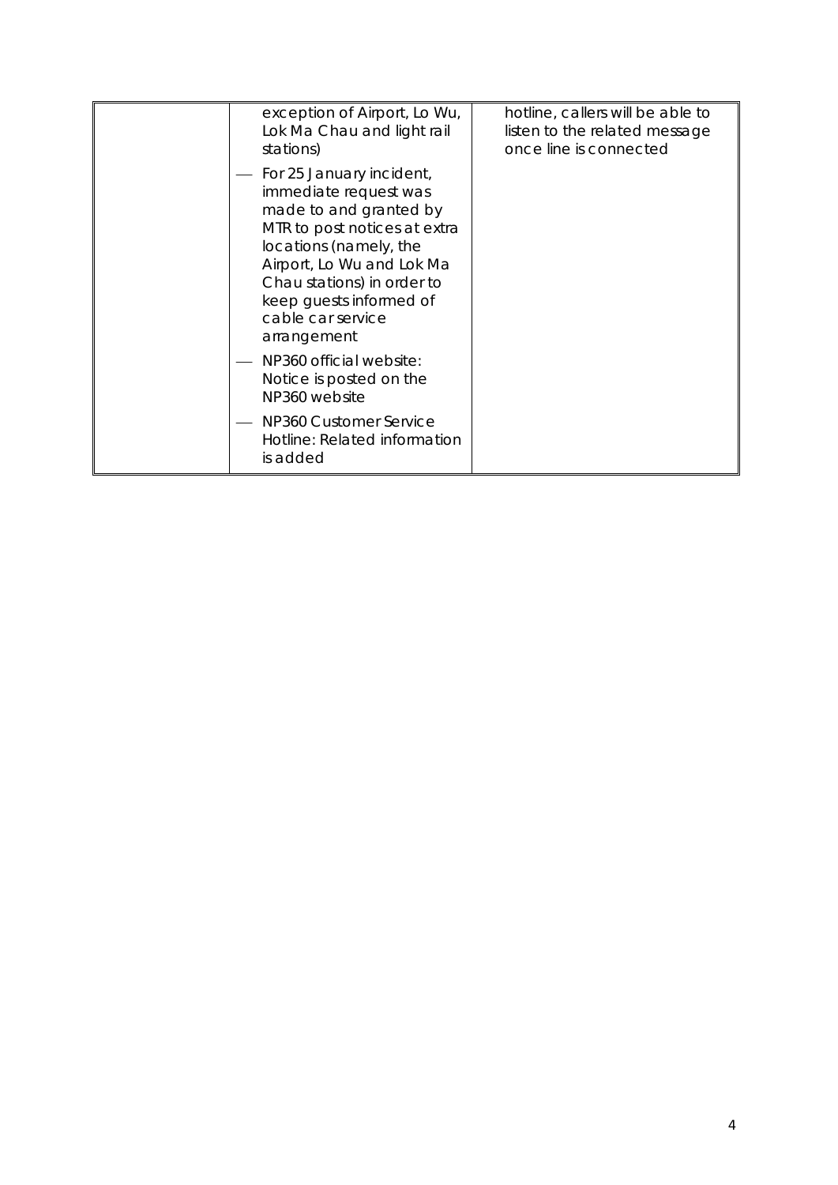| | | |
|---|---|---|
| | exception of Airport, Lo Wu, Lok Ma Chau and light rail stations)<br>— For 25 January incident, immediate request was made to and granted by MTR to post notices at extra locations (namely, the Airport, Lo Wu and Lok Ma Chau stations) in order to keep guests informed of cable car service arrangement<br>— NP360 official website: Notice is posted on the NP360 website<br>— NP360 Customer Service Hotline: Related information is added | hotline, callers will be able to listen to the related message once line is connected |